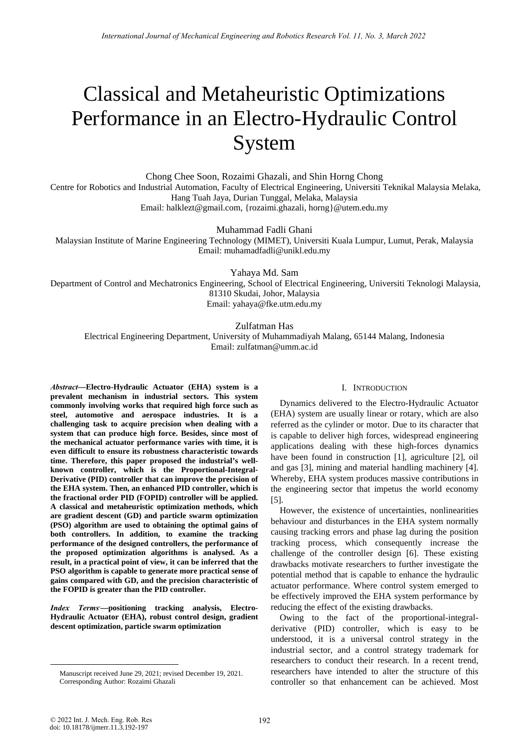# Classical and Metaheuristic Optimizations Performance in an Electro-Hydraulic Control System

Chong Chee Soon, Rozaimi Ghazali, and Shin Horng Chong
Centre for Robotics and Industrial Automation, Faculty of Electrical Engineering, Universiti Teknikal Malaysia Melaka, Hang Tuah Jaya, Durian Tunggal, Melaka, Malaysia
Email: halklezt@gmail.com, {rozaimi.ghazali, horng}@utem.edu.my

Muhammad Fadli Ghani
Malaysian Institute of Marine Engineering Technology (MIMET), Universiti Kuala Lumpur, Lumut, Perak, Malaysia
Email: muhamadfadli@unikl.edu.my

Yahaya Md. Sam
Department of Control and Mechatronics Engineering, School of Electrical Engineering, Universiti Teknologi Malaysia, 81310 Skudai, Johor, Malaysia
Email: yahaya@fke.utm.edu.my

Zulfatman Has
Electrical Engineering Department, University of Muhammadiyah Malang, 65144 Malang, Indonesia
Email: zulfatman@umm.ac.id

***Abstract*—Electro-Hydraulic Actuator (EHA) system is a prevalent mechanism in industrial sectors. This system commonly involving works that required high force such as steel, automotive and aerospace industries. It is a challenging task to acquire precision when dealing with a system that can produce high force. Besides, since most of the mechanical actuator performance varies with time, it is even difficult to ensure its robustness characteristic towards time. Therefore, this paper proposed the industrial's well-known controller, which is the Proportional-Integral-Derivative (PID) controller that can improve the precision of the EHA system. Then, an enhanced PID controller, which is the fractional order PID (FOPID) controller will be applied. A classical and metaheuristic optimization methods, which are gradient descent (GD) and particle swarm optimization (PSO) algorithm are used to obtaining the optimal gains of both controllers. In addition, to examine the tracking performance of the designed controllers, the performance of the proposed optimization algorithms is analysed. As a result, in a practical point of view, it can be inferred that the PSO algorithm is capable to generate more practical sense of gains compared with GD, and the precision characteristic of the FOPID is greater than the PID controller.**

***Index Terms*—positioning tracking analysis, Electro-Hydraulic Actuator (EHA), robust control design, gradient descent optimization, particle swarm optimization**

Manuscript received June 29, 2021; revised December 19, 2021.
Corresponding Author: Rozaimi Ghazali

## I. Introduction

Dynamics delivered to the Electro-Hydraulic Actuator (EHA) system are usually linear or rotary, which are also referred as the cylinder or motor. Due to its character that is capable to deliver high forces, widespread engineering applications dealing with these high-forces dynamics have been found in construction [1], agriculture [2], oil and gas [3], mining and material handling machinery [4]. Whereby, EHA system produces massive contributions in the engineering sector that impetus the world economy [5].

However, the existence of uncertainties, nonlinearities behaviour and disturbances in the EHA system normally causing tracking errors and phase lag during the position tracking process, which consequently increase the challenge of the controller design [6]. These existing drawbacks motivate researchers to further investigate the potential method that is capable to enhance the hydraulic actuator performance. Where control system emerged to be effectively improved the EHA system performance by reducing the effect of the existing drawbacks.

Owing to the fact of the proportional-integral-derivative (PID) controller, which is easy to be understood, it is a universal control strategy in the industrial sector, and a control strategy trademark for researchers to conduct their research. In a recent trend, researchers have intended to alter the structure of this controller so that enhancement can be achieved. Most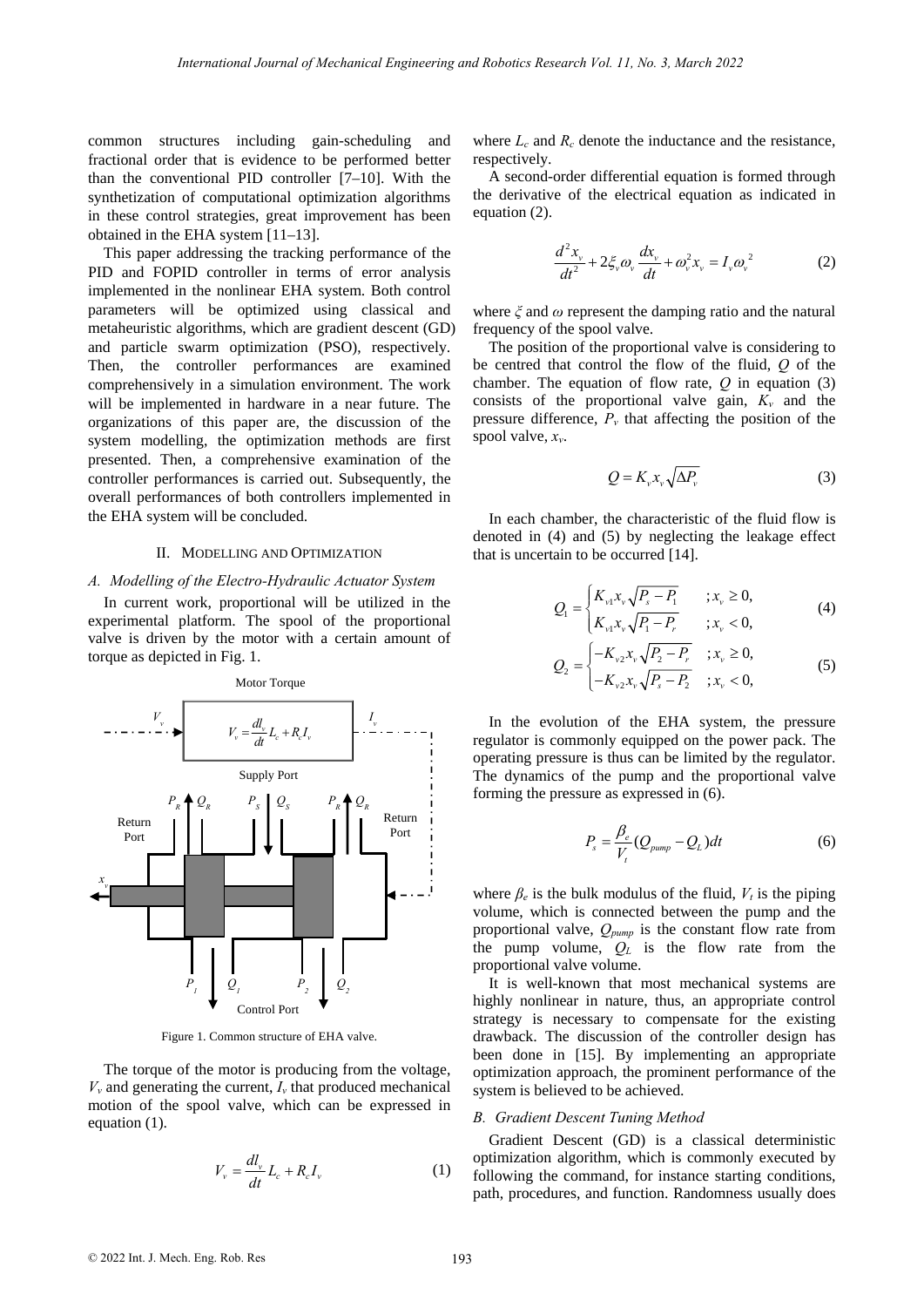common structures including gain-scheduling and fractional order that is evidence to be performed better than the conventional PID controller [7–10]. With the synthetization of computational optimization algorithms in these control strategies, great improvement has been obtained in the EHA system [11–13].

This paper addressing the tracking performance of the PID and FOPID controller in terms of error analysis implemented in the nonlinear EHA system. Both control parameters will be optimized using classical and metaheuristic algorithms, which are gradient descent (GD) and particle swarm optimization (PSO), respectively. Then, the controller performances are examined comprehensively in a simulation environment. The work will be implemented in hardware in a near future. The organizations of this paper are, the discussion of the system modelling, the optimization methods are first presented. Then, a comprehensive examination of the controller performances is carried out. Subsequently, the overall performances of both controllers implemented in the EHA system will be concluded.

## II. Modelling and Optimization

### A. Modelling of the Electro-Hydraulic Actuator System

In current work, proportional will be utilized in the experimental platform. The spool of the proportional valve is driven by the motor with a certain amount of torque as depicted in Fig. 1.

Figure 1. Common structure of EHA valve.

The torque of the motor is producing from the voltage, $V_v$ and generating the current, $I_v$ that produced mechanical motion of the spool valve, which can be expressed in equation (1).

$$V_v = \frac{dI_v}{dt} L_c + R_c I_v \tag{1}$$

where $L_c$ and $R_c$ denote the inductance and the resistance, respectively.

A second-order differential equation is formed through the derivative of the electrical equation as indicated in equation (2).

$$\frac{d^2 x_v}{dt^2} + 2\xi_v \omega_v \frac{dx_v}{dt} + \omega_v^2 x_v = I_v \omega_v^{\ 2} \tag{2}$$

where $\xi$ and $\omega$ represent the damping ratio and the natural frequency of the spool valve.

The position of the proportional valve is considering to be centred that control the flow of the fluid, $Q$ of the chamber. The equation of flow rate, $Q$ in equation (3) consists of the proportional valve gain, $K_v$ and the pressure difference, $P_v$ that affecting the position of the spool valve, $x_v$.

$$Q = K_v x_v \sqrt{\Delta P_v} \tag{3}$$

In each chamber, the characteristic of the fluid flow is denoted in (4) and (5) by neglecting the leakage effect that is uncertain to be occurred [14].

$$Q_1 = \begin{cases} K_{v1} x_v \sqrt{P_s - P_1} & ; x_v \geq 0, \\ K_{v1} x_v \sqrt{P_1 - P_r} & ; x_v < 0, \end{cases} \tag{4}$$

$$Q_2 = \begin{cases} -K_{v2} x_v \sqrt{P_2 - P_r} & ; x_v \geq 0, \\ -K_{v2} x_v \sqrt{P_s - P_2} & ; x_v < 0, \end{cases} \tag{5}$$

In the evolution of the EHA system, the pressure regulator is commonly equipped on the power pack. The operating pressure is thus can be limited by the regulator. The dynamics of the pump and the proportional valve forming the pressure as expressed in (6).

$$P_s = \frac{\beta_e}{V_t}(Q_{pump} - Q_L)dt \tag{6}$$

where $\beta_e$ is the bulk modulus of the fluid, $V_t$ is the piping volume, which is connected between the pump and the proportional valve, $Q_{pump}$ is the constant flow rate from the pump volume, $Q_L$ is the flow rate from the proportional valve volume.

It is well-known that most mechanical systems are highly nonlinear in nature, thus, an appropriate control strategy is necessary to compensate for the existing drawback. The discussion of the controller design has been done in [15]. By implementing an appropriate optimization approach, the prominent performance of the system is believed to be achieved.

### B. Gradient Descent Tuning Method

Gradient Descent (GD) is a classical deterministic optimization algorithm, which is commonly executed by following the command, for instance starting conditions, path, procedures, and function. Randomness usually does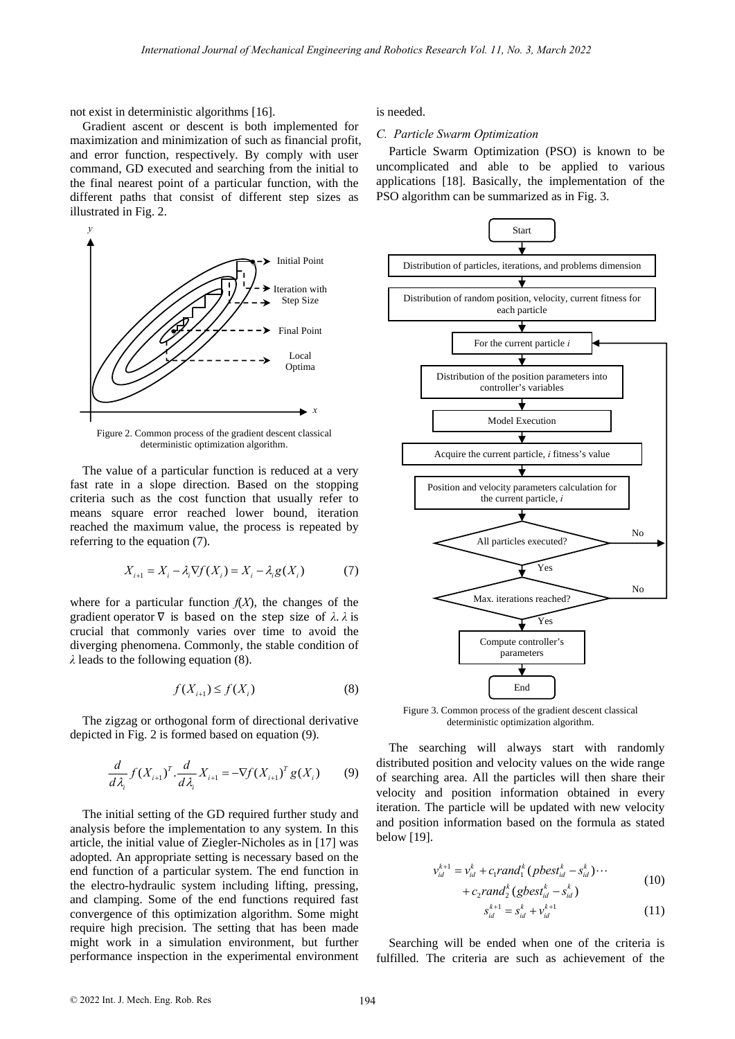not exist in deterministic algorithms [16].

Gradient ascent or descent is both implemented for maximization and minimization of such as financial profit, and error function, respectively. By comply with user command, GD executed and searching from the initial to the final nearest point of a particular function, with the different paths that consist of different step sizes as illustrated in Fig. 2.

Figure 2. Common process of the gradient descent classical deterministic optimization algorithm.

The value of a particular function is reduced at a very fast rate in a slope direction. Based on the stopping criteria such as the cost function that usually refer to means square error reached lower bound, iteration reached the maximum value, the process is repeated by referring to the equation (7).

$$X_{i+1} = X_i - \lambda_i \nabla f(X_i) = X_i - \lambda_i g(X_i) \tag{7}$$

where for a particular function $f(X)$, the changes of the gradient operator $\nabla$ is based on the step size of $\lambda$. $\lambda$ is crucial that commonly varies over time to avoid the diverging phenomena. Commonly, the stable condition of $\lambda$ leads to the following equation (8).

$$f(X_{i+1}) \leq f(X_i) \tag{8}$$

The zigzag or orthogonal form of directional derivative depicted in Fig. 2 is formed based on equation (9).

$$\frac{d}{d\lambda_i} f(X_{i+1})^T \cdot \frac{d}{d\lambda_i} X_{i+1} = -\nabla f(X_{i+1})^T g(X_i) \tag{9}$$

The initial setting of the GD required further study and analysis before the implementation to any system. In this article, the initial value of Ziegler-Nicholes as in [17] was adopted. An appropriate setting is necessary based on the end function of a particular system. The end function in the electro-hydraulic system including lifting, pressing, and clamping. Some of the end functions required fast convergence of this optimization algorithm. Some might require high precision. The setting that has been made might work in a simulation environment, but further performance inspection in the experimental environment is needed.

### *C. Particle Swarm Optimization*

Particle Swarm Optimization (PSO) is known to be uncomplicated and able to be applied to various applications [18]. Basically, the implementation of the PSO algorithm can be summarized as in Fig. 3.

Figure 3. Common process of the gradient descent classical deterministic optimization algorithm.

The searching will always start with randomly distributed position and velocity values on the wide range of searching area. All the particles will then share their velocity and position information obtained in every iteration. The particle will be updated with new velocity and position information based on the formula as stated below [19].

$$v_{id}^{k+1} = v_{id}^{k} + c_1 rand_1^k (pbest_{id}^k - s_{id}^k) \cdots + c_2 rand_2^k (gbest_{id}^k - s_{id}^k) \tag{10}$$

$$s_{id}^{k+1} = s_{id}^{k} + v_{id}^{k+1} \tag{11}$$

Searching will be ended when one of the criteria is fulfilled. The criteria are such as achievement of the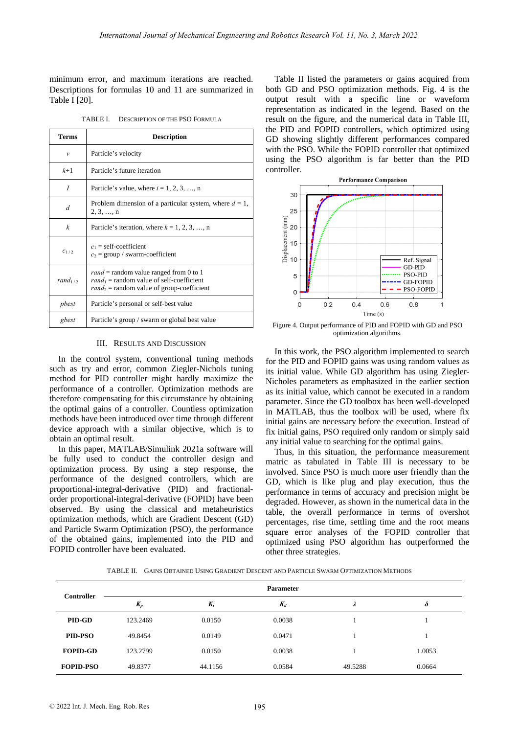minimum error, and maximum iterations are reached. Descriptions for formulas 10 and 11 are summarized in Table I [20].

TABLE I. DESCRIPTION OF THE PSO FORMULA

| Terms | Description |
|---|---|
| $v$ | Particle's velocity |
| $k$+1 | Particle's future iteration |
| $I$ | Particle's value, where $i$ = 1, 2, 3, …, n |
| $d$ | Problem dimension of a particular system, where $d$ = 1, 2, 3, …, n |
| $k$ | Particle's iteration, where $k$ = 1, 2, 3, …, n |
| $c_{1/2}$ | $c_1$ = self-coefficient<br>$c_2$ = group / swarm-coefficient |
| $rand_{1/2}$ | $rand$ = random value ranged from 0 to 1<br>$rand_1$ = random value of self-coefficient<br>$rand_2$ = random value of group-coefficient |
| $pbest$ | Particle's personal or self-best value |
| $gbest$ | Particle's group / swarm or global best value |

## III. RESULTS AND DISCUSSION

In the control system, conventional tuning methods such as try and error, common Ziegler-Nichols tuning method for PID controller might hardly maximize the performance of a controller. Optimization methods are therefore compensating for this circumstance by obtaining the optimal gains of a controller. Countless optimization methods have been introduced over time through different device approach with a similar objective, which is to obtain an optimal result.

In this paper, MATLAB/Simulink 2021a software will be fully used to conduct the controller design and optimization process. By using a step response, the performance of the designed controllers, which are proportional-integral-derivative (PID) and fractional-order proportional-integral-derivative (FOPID) have been observed. By using the classical and metaheuristics optimization methods, which are Gradient Descent (GD) and Particle Swarm Optimization (PSO), the performance of the obtained gains, implemented into the PID and FOPID controller have been evaluated.

Table II listed the parameters or gains acquired from both GD and PSO optimization methods. Fig. 4 is the output result with a specific line or waveform representation as indicated in the legend. Based on the result on the figure, and the numerical data in Table III, the PID and FOPID controllers, which optimized using GD showing slightly different performances compared with the PSO. While the FOPID controller that optimized using the PSO algorithm is far better than the PID controller.

Figure 4. Output performance of PID and FOPID with GD and PSO optimization algorithms.

In this work, the PSO algorithm implemented to search for the PID and FOPID gains was using random values as its initial value. While GD algorithm has using Ziegler-Nicholes parameters as emphasized in the earlier section as its initial value, which cannot be executed in a random parameter. Since the GD toolbox has been well-developed in MATLAB, thus the toolbox will be used, where fix initial gains are necessary before the execution. Instead of fix initial gains, PSO required only random or simply said any initial value to searching for the optimal gains.

Thus, in this situation, the performance measurement matric as tabulated in Table III is necessary to be involved. Since PSO is much more user friendly than the GD, which is like plug and play execution, thus the performance in terms of accuracy and precision might be degraded. However, as shown in the numerical data in the table, the overall performance in terms of overshoot percentages, rise time, settling time and the root means square error analyses of the FOPID controller that optimized using PSO algorithm has outperformed the other three strategies.

TABLE II. GAINS OBTAINED USING GRADIENT DESCENT AND PARTICLE SWARM OPTIMIZATION METHODS

| Controller | Parameter | | | | |
|---|---|---|---|---|---|
| | $K_p$ | $K_i$ | $K_d$ | $\lambda$ | $\delta$ |
| **PID-GD** | 123.2469 | 0.0150 | 0.0038 | 1 | 1 |
| **PID-PSO** | 49.8454 | 0.0149 | 0.0471 | 1 | 1 |
| **FOPID-GD** | 123.2799 | 0.0150 | 0.0038 | 1 | 1.0053 |
| **FOPID-PSO** | 49.8377 | 44.1156 | 0.0584 | 49.5288 | 0.0664 |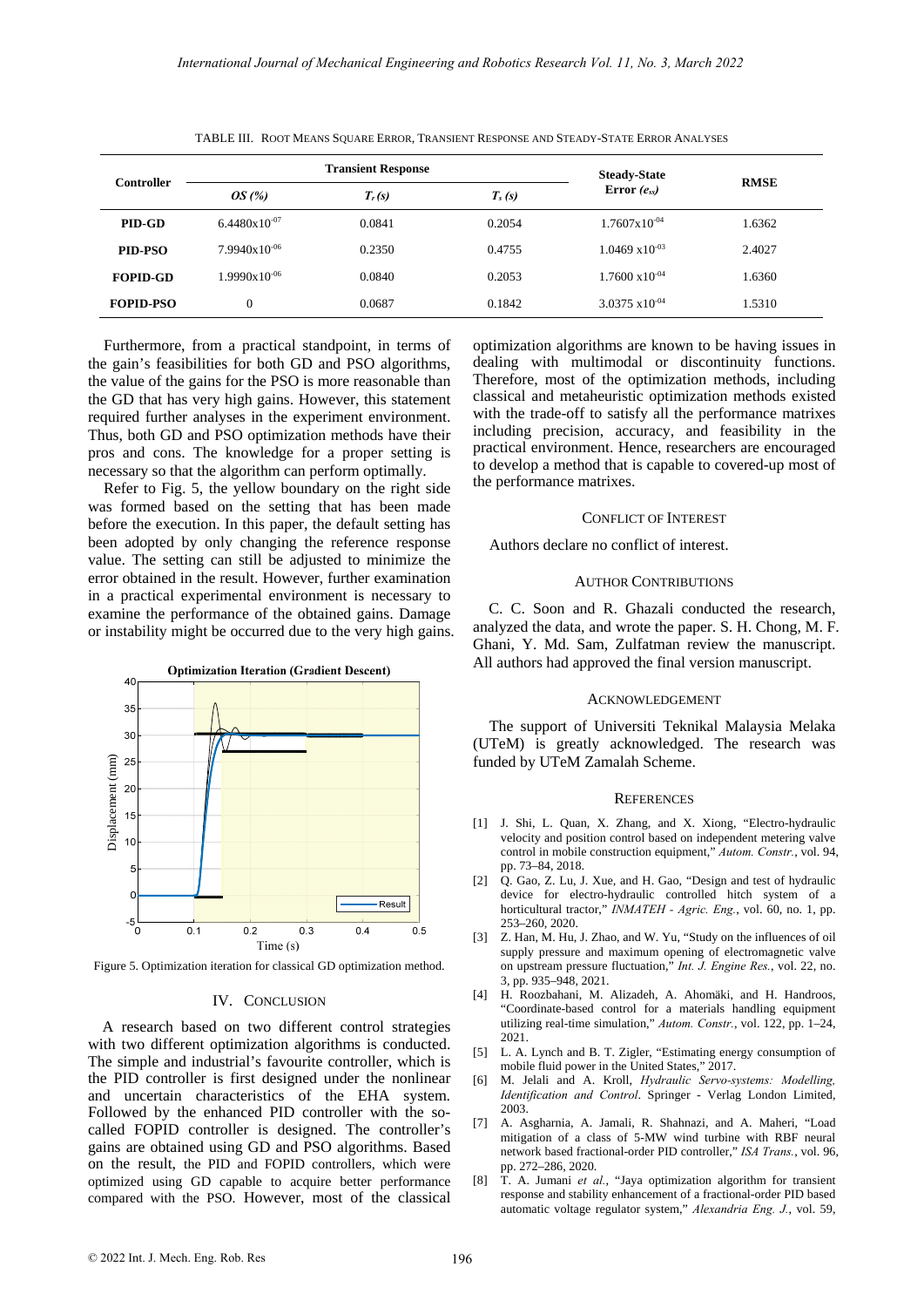TABLE III. Root Means Square Error, Transient Response and Steady-State Error Analyses

| Controller | Transient Response | | | Steady-State Error ($e_{ss}$) | RMSE |
|---|---|---|---|---|---|
| | *OS (%)* | $T_r$ (s) | $T_s$ (s) | | |
| **PID-GD** | $6.4480\text{x}10^{-07}$ | 0.0841 | 0.2054 | $1.7607\text{x}10^{-04}$ | 1.6362 |
| **PID-PSO** | $7.9940\text{x}10^{-06}$ | 0.2350 | 0.4755 | $1.0469\text{ x}10^{-03}$ | 2.4027 |
| **FOPID-GD** | $1.9990\text{x}10^{-06}$ | 0.0840 | 0.2053 | $1.7600\text{ x}10^{-04}$ | 1.6360 |
| **FOPID-PSO** | 0 | 0.0687 | 0.1842 | $3.0375\text{ x}10^{-04}$ | 1.5310 |

Furthermore, from a practical standpoint, in terms of the gain's feasibilities for both GD and PSO algorithms, the value of the gains for the PSO is more reasonable than the GD that has very high gains. However, this statement required further analyses in the experiment environment. Thus, both GD and PSO optimization methods have their pros and cons. The knowledge for a proper setting is necessary so that the algorithm can perform optimally.

Refer to Fig. 5, the yellow boundary on the right side was formed based on the setting that has been made before the execution. In this paper, the default setting has been adopted by only changing the reference response value. The setting can still be adjusted to minimize the error obtained in the result. However, further examination in a practical experimental environment is necessary to examine the performance of the obtained gains. Damage or instability might be occurred due to the very high gains.

Figure 5. Optimization iteration for classical GD optimization method.

## IV. Conclusion

A research based on two different control strategies with two different optimization algorithms is conducted. The simple and industrial's favourite controller, which is the PID controller is first designed under the nonlinear and uncertain characteristics of the EHA system. Followed by the enhanced PID controller with the so-called FOPID controller is designed. The controller's gains are obtained using GD and PSO algorithms. Based on the result, the PID and FOPID controllers, which were optimized using GD capable to acquire better performance compared with the PSO. However, most of the classical optimization algorithms are known to be having issues in dealing with multimodal or discontinuity functions. Therefore, most of the optimization methods, including classical and metaheuristic optimization methods existed with the trade-off to satisfy all the performance matrixes including precision, accuracy, and feasibility in the practical environment. Hence, researchers are encouraged to develop a method that is capable to covered-up most of the performance matrixes.

## Conflict of Interest

Authors declare no conflict of interest.

## Author Contributions

C. C. Soon and R. Ghazali conducted the research, analyzed the data, and wrote the paper. S. H. Chong, M. F. Ghani, Y. Md. Sam, Zulfatman review the manuscript. All authors had approved the final version manuscript.

## Acknowledgement

The support of Universiti Teknikal Malaysia Melaka (UTeM) is greatly acknowledged. The research was funded by UTeM Zamalah Scheme.

## References

[1] J. Shi, L. Quan, X. Zhang, and X. Xiong, "Electro-hydraulic velocity and position control based on independent metering valve control in mobile construction equipment," *Autom. Constr.*, vol. 94, pp. 73–84, 2018.

[2] Q. Gao, Z. Lu, J. Xue, and H. Gao, "Design and test of hydraulic device for electro-hydraulic controlled hitch system of a horticultural tractor," *INMATEH - Agric. Eng.*, vol. 60, no. 1, pp. 253–260, 2020.

[3] Z. Han, M. Hu, J. Zhao, and W. Yu, "Study on the influences of oil supply pressure and maximum opening of electromagnetic valve on upstream pressure fluctuation," *Int. J. Engine Res.*, vol. 22, no. 3, pp. 935–948, 2021.

[4] H. Roozbahani, M. Alizadeh, A. Ahomäki, and H. Handroos, "Coordinate-based control for a materials handling equipment utilizing real-time simulation," *Autom. Constr.*, vol. 122, pp. 1–24, 2021.

[5] L. A. Lynch and B. T. Zigler, "Estimating energy consumption of mobile fluid power in the United States," 2017.

[6] M. Jelali and A. Kroll, *Hydraulic Servo-systems: Modelling, Identification and Control*. Springer - Verlag London Limited, 2003.

[7] A. Asgharnia, A. Jamali, R. Shahnazi, and A. Maheri, "Load mitigation of a class of 5-MW wind turbine with RBF neural network based fractional-order PID controller," *ISA Trans.*, vol. 96, pp. 272–286, 2020.

[8] T. A. Jumani *et al.*, "Jaya optimization algorithm for transient response and stability enhancement of a fractional-order PID based automatic voltage regulator system," *Alexandria Eng. J.*, vol. 59,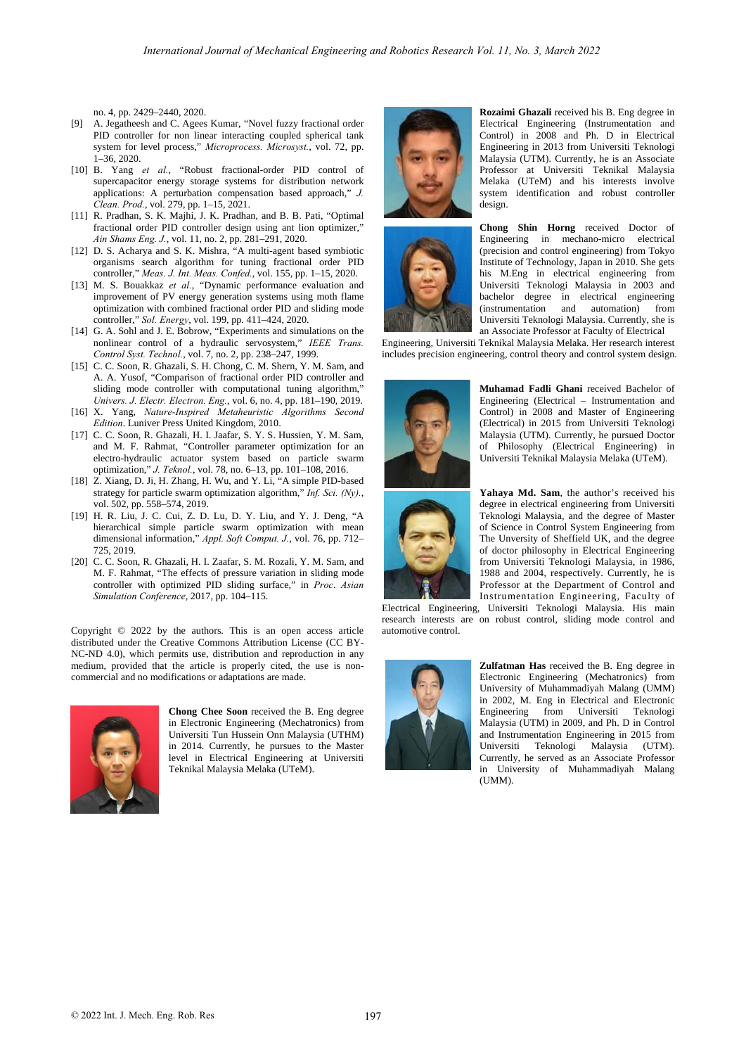no. 4, pp. 2429–2440, 2020.

[9] A. Jegatheesh and C. Agees Kumar, "Novel fuzzy fractional order PID controller for non linear interacting coupled spherical tank system for level process," *Microprocess. Microsyst.*, vol. 72, pp. 1–36, 2020.

[10] B. Yang *et al.*, "Robust fractional-order PID control of supercapacitor energy storage systems for distribution network applications: A perturbation compensation based approach," *J. Clean. Prod.*, vol. 279, pp. 1–15, 2021.

[11] R. Pradhan, S. K. Majhi, J. K. Pradhan, and B. B. Pati, "Optimal fractional order PID controller design using ant lion optimizer," *Ain Shams Eng. J.*, vol. 11, no. 2, pp. 281–291, 2020.

[12] D. S. Acharya and S. K. Mishra, "A multi-agent based symbiotic organisms search algorithm for tuning fractional order PID controller," *Meas. J. Int. Meas. Confed.*, vol. 155, pp. 1–15, 2020.

[13] M. S. Bouakkaz *et al.*, "Dynamic performance evaluation and improvement of PV energy generation systems using moth flame optimization with combined fractional order PID and sliding mode controller," *Sol. Energy*, vol. 199, pp. 411–424, 2020.

[14] G. A. Sohl and J. E. Bobrow, "Experiments and simulations on the nonlinear control of a hydraulic servosystem," *IEEE Trans. Control Syst. Technol.*, vol. 7, no. 2, pp. 238–247, 1999.

[15] C. C. Soon, R. Ghazali, S. H. Chong, C. M. Shern, Y. M. Sam, and A. A. Yusof, "Comparison of fractional order PID controller and sliding mode controller with computational tuning algorithm," *Univers. J. Electr. Electron. Eng.*, vol. 6, no. 4, pp. 181–190, 2019.

[16] X. Yang, *Nature-Inspired Metaheuristic Algorithms Second Edition*. Luniver Press United Kingdom, 2010.

[17] C. C. Soon, R. Ghazali, H. I. Jaafar, S. Y. S. Hussien, Y. M. Sam, and M. F. Rahmat, "Controller parameter optimization for an electro-hydraulic actuator system based on particle swarm optimization," *J. Teknol.*, vol. 78, no. 6–13, pp. 101–108, 2016.

[18] Z. Xiang, D. Ji, H. Zhang, H. Wu, and Y. Li, "A simple PID-based strategy for particle swarm optimization algorithm," *Inf. Sci. (Ny).*, vol. 502, pp. 558–574, 2019.

[19] H. R. Liu, J. C. Cui, Z. D. Lu, D. Y. Liu, and Y. J. Deng, "A hierarchical simple particle swarm optimization with mean dimensional information," *Appl. Soft Comput. J.*, vol. 76, pp. 712–725, 2019.

[20] C. C. Soon, R. Ghazali, H. I. Zaafar, S. M. Rozali, Y. M. Sam, and M. F. Rahmat, "The effects of pressure variation in sliding mode controller with optimized PID sliding surface," in *Proc. Asian Simulation Conference*, 2017, pp. 104–115.

Copyright © 2022 by the authors. This is an open access article distributed under the Creative Commons Attribution License (CC BY-NC-ND 4.0), which permits use, distribution and reproduction in any medium, provided that the article is properly cited, the use is non-commercial and no modifications or adaptations are made.

**Chong Chee Soon** received the B. Eng degree in Electronic Engineering (Mechatronics) from Universiti Tun Hussein Onn Malaysia (UTHM) in 2014. Currently, he pursues to the Master level in Electrical Engineering at Universiti Teknikal Malaysia Melaka (UTeM).

**Rozaimi Ghazali** received his B. Eng degree in Electrical Engineering (Instrumentation and Control) in 2008 and Ph. D in Electrical Engineering in 2013 from Universiti Teknologi Malaysia (UTM). Currently, he is an Associate Professor at Universiti Teknikal Malaysia Melaka (UTeM) and his interests involve system identification and robust controller design.

**Chong Shin Horng** received Doctor of Engineering in mechano-micro electrical (precision and control engineering) from Tokyo Institute of Technology, Japan in 2010. She gets his M.Eng in electrical engineering from Universiti Teknologi Malaysia in 2003 and bachelor degree in electrical engineering (instrumentation and automation) from Universiti Teknologi Malaysia. Currently, she is an Associate Professor at Faculty of Electrical Engineering, Universiti Teknikal Malaysia Melaka. Her research interest includes precision engineering, control theory and control system design.

**Muhamad Fadli Ghani** received Bachelor of Engineering (Electrical – Instrumentation and Control) in 2008 and Master of Engineering (Electrical) in 2015 from Universiti Teknologi Malaysia (UTM). Currently, he pursued Doctor of Philosophy (Electrical Engineering) in Universiti Teknikal Malaysia Melaka (UTeM).

**Yahaya Md. Sam**, the author's received his degree in electrical engineering from Universiti Teknologi Malaysia, and the degree of Master of Science in Control System Engineering from The Unversity of Sheffield UK, and the degree of doctor philosophy in Electrical Engineering from Universiti Teknologi Malaysia, in 1986, 1988 and 2004, respectively. Currently, he is Professor at the Department of Control and Instrumentation Engineering, Faculty of Electrical Engineering, Universiti Teknologi Malaysia. His main research interests are on robust control, sliding mode control and automotive control.

**Zulfatman Has** received the B. Eng degree in Electronic Engineering (Mechatronics) from University of Muhammadiyah Malang (UMM) in 2002, M. Eng in Electrical and Electronic Engineering from Universiti Teknologi Malaysia (UTM) in 2009, and Ph. D in Control and Instrumentation Engineering in 2015 from Universiti Teknologi Malaysia (UTM). Currently, he served as an Associate Professor in University of Muhammadiyah Malang (UMM).